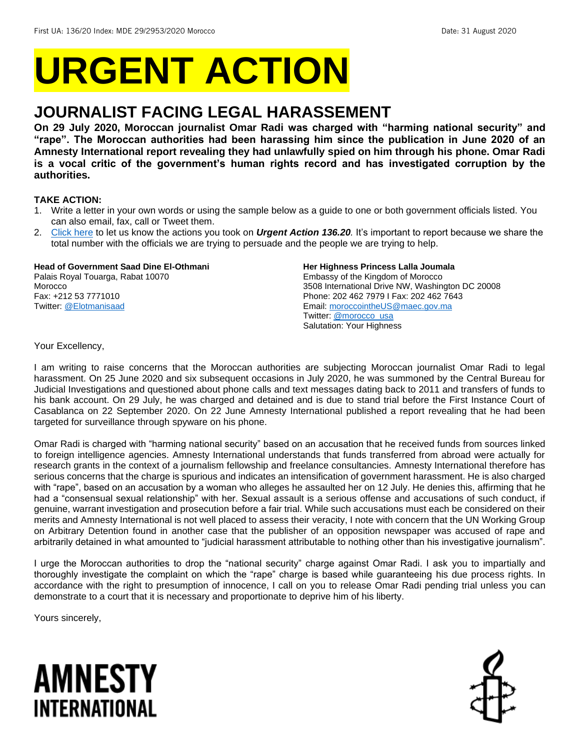First UA: 136/20 Index: MDE 29/2953/2020 Morocco Date: 31 August 2020

# URGENT ACTION

## JOURNALIST FACING LEGAL HARASSEMENT

**On 29 July 2020, Moroccan journalist Omar Radi was charged with "harming national security" and "rape". The Moroccan authorities had been harassing him since the publication in June 2020 of an Amnesty International report revealing they had unlawfully spied on him through his phone. Omar Radi is a vocal critic of the government's human rights record and has investigated corruption by the authorities.**

**TAKE ACTION:**

1. Write a letter in your own words or using the sample below as a guide to one or both government officials listed. You can also email, fax, call or Tweet them.
2. Click here to let us know the actions you took on ***Urgent Action 136.20****.* It's important to report because we share the total number with the officials we are trying to persuade and the people we are trying to help.

**Head of Government Saad Dine El-Othmani**
Palais Royal Touarga, Rabat 10070
Morocco
Fax: +212 53 7771010
Twitter: @Elotmanisaad

**Her Highness Princess Lalla Joumala**
Embassy of the Kingdom of Morocco
3508 International Drive NW, Washington DC 20008
Phone: 202 462 7979 I Fax: 202 462 7643
Email: moroccointheUS@maec.gov.ma
Twitter: @morocco_usa
Salutation: Your Highness

Your Excellency,

I am writing to raise concerns that the Moroccan authorities are subjecting Moroccan journalist Omar Radi to legal harassment. On 25 June 2020 and six subsequent occasions in July 2020, he was summoned by the Central Bureau for Judicial Investigations and questioned about phone calls and text messages dating back to 2011 and transfers of funds to his bank account. On 29 July, he was charged and detained and is due to stand trial before the First Instance Court of Casablanca on 22 September 2020. On 22 June Amnesty International published a report revealing that he had been targeted for surveillance through spyware on his phone.

Omar Radi is charged with "harming national security" based on an accusation that he received funds from sources linked to foreign intelligence agencies. Amnesty International understands that funds transferred from abroad were actually for research grants in the context of a journalism fellowship and freelance consultancies. Amnesty International therefore has serious concerns that the charge is spurious and indicates an intensification of government harassment. He is also charged with "rape", based on an accusation by a woman who alleges he assaulted her on 12 July. He denies this, affirming that he had a "consensual sexual relationship" with her. Sexual assault is a serious offense and accusations of such conduct, if genuine, warrant investigation and prosecution before a fair trial. While such accusations must each be considered on their merits and Amnesty International is not well placed to assess their veracity, I note with concern that the UN Working Group on Arbitrary Detention found in another case that the publisher of an opposition newspaper was accused of rape and arbitrarily detained in what amounted to "judicial harassment attributable to nothing other than his investigative journalism".

I urge the Moroccan authorities to drop the "national security" charge against Omar Radi. I ask you to impartially and thoroughly investigate the complaint on which the "rape" charge is based while guaranteeing his due process rights. In accordance with the right to presumption of innocence, I call on you to release Omar Radi pending trial unless you can demonstrate to a court that it is necessary and proportionate to deprive him of his liberty.

Yours sincerely,

AMNESTY INTERNATIONAL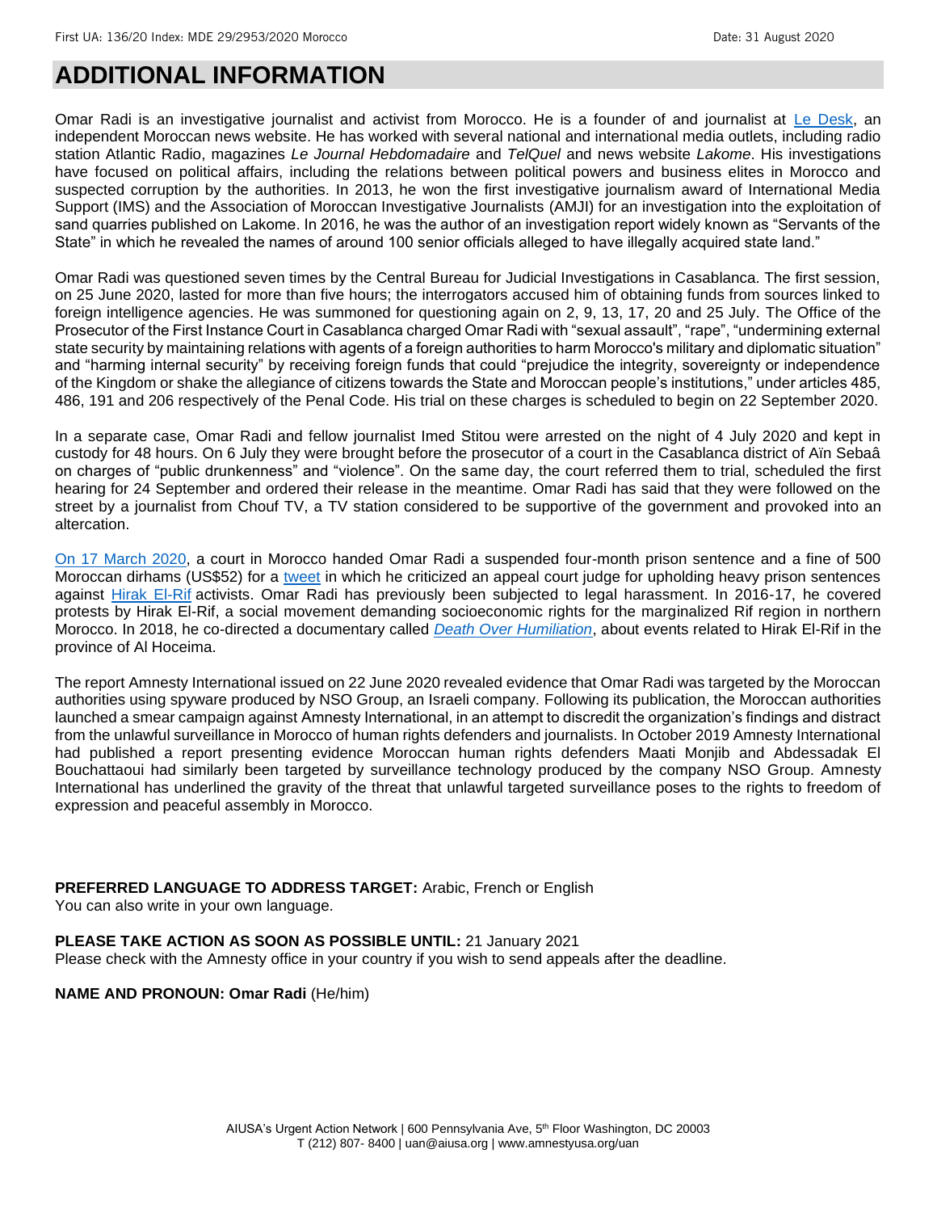# ADDITIONAL INFORMATION

Omar Radi is an investigative journalist and activist from Morocco. He is a founder of and journalist at Le Desk, an independent Moroccan news website. He has worked with several national and international media outlets, including radio station Atlantic Radio, magazines *Le Journal Hebdomadaire* and *TelQuel* and news website *Lakome*. His investigations have focused on political affairs, including the relations between political powers and business elites in Morocco and suspected corruption by the authorities. In 2013, he won the first investigative journalism award of International Media Support (IMS) and the Association of Moroccan Investigative Journalists (AMJI) for an investigation into the exploitation of sand quarries published on Lakome. In 2016, he was the author of an investigation report widely known as "Servants of the State" in which he revealed the names of around 100 senior officials alleged to have illegally acquired state land."

Omar Radi was questioned seven times by the Central Bureau for Judicial Investigations in Casablanca. The first session, on 25 June 2020, lasted for more than five hours; the interrogators accused him of obtaining funds from sources linked to foreign intelligence agencies. He was summoned for questioning again on 2, 9, 13, 17, 20 and 25 July. The Office of the Prosecutor of the First Instance Court in Casablanca charged Omar Radi with "sexual assault", "rape", "undermining external state security by maintaining relations with agents of a foreign authorities to harm Morocco's military and diplomatic situation" and "harming internal security" by receiving foreign funds that could "prejudice the integrity, sovereignty or independence of the Kingdom or shake the allegiance of citizens towards the State and Moroccan people's institutions," under articles 485, 486, 191 and 206 respectively of the Penal Code. His trial on these charges is scheduled to begin on 22 September 2020.

In a separate case, Omar Radi and fellow journalist Imed Stitou were arrested on the night of 4 July 2020 and kept in custody for 48 hours. On 6 July they were brought before the prosecutor of a court in the Casablanca district of Aïn Sebaâ on charges of "public drunkenness" and "violence". On the same day, the court referred them to trial, scheduled the first hearing for 24 September and ordered their release in the meantime. Omar Radi has said that they were followed on the street by a journalist from Chouf TV, a TV station considered to be supportive of the government and provoked into an altercation.

On 17 March 2020, a court in Morocco handed Omar Radi a suspended four-month prison sentence and a fine of 500 Moroccan dirhams (US$52) for a tweet in which he criticized an appeal court judge for upholding heavy prison sentences against Hirak El-Rif activists. Omar Radi has previously been subjected to legal harassment. In 2016-17, he covered protests by Hirak El-Rif, a social movement demanding socioeconomic rights for the marginalized Rif region in northern Morocco. In 2018, he co-directed a documentary called *Death Over Humiliation*, about events related to Hirak El-Rif in the province of Al Hoceima.

The report Amnesty International issued on 22 June 2020 revealed evidence that Omar Radi was targeted by the Moroccan authorities using spyware produced by NSO Group, an Israeli company. Following its publication, the Moroccan authorities launched a smear campaign against Amnesty International, in an attempt to discredit the organization's findings and distract from the unlawful surveillance in Morocco of human rights defenders and journalists. In October 2019 Amnesty International had published a report presenting evidence Moroccan human rights defenders Maati Monjib and Abdessadak El Bouchattaoui had similarly been targeted by surveillance technology produced by the company NSO Group. Amnesty International has underlined the gravity of the threat that unlawful targeted surveillance poses to the rights to freedom of expression and peaceful assembly in Morocco.

**PREFERRED LANGUAGE TO ADDRESS TARGET:** Arabic, French or English
You can also write in your own language.

**PLEASE TAKE ACTION AS SOON AS POSSIBLE UNTIL:** 21 January 2021
Please check with the Amnesty office in your country if you wish to send appeals after the deadline.

**NAME AND PRONOUN: Omar Radi** (He/him)